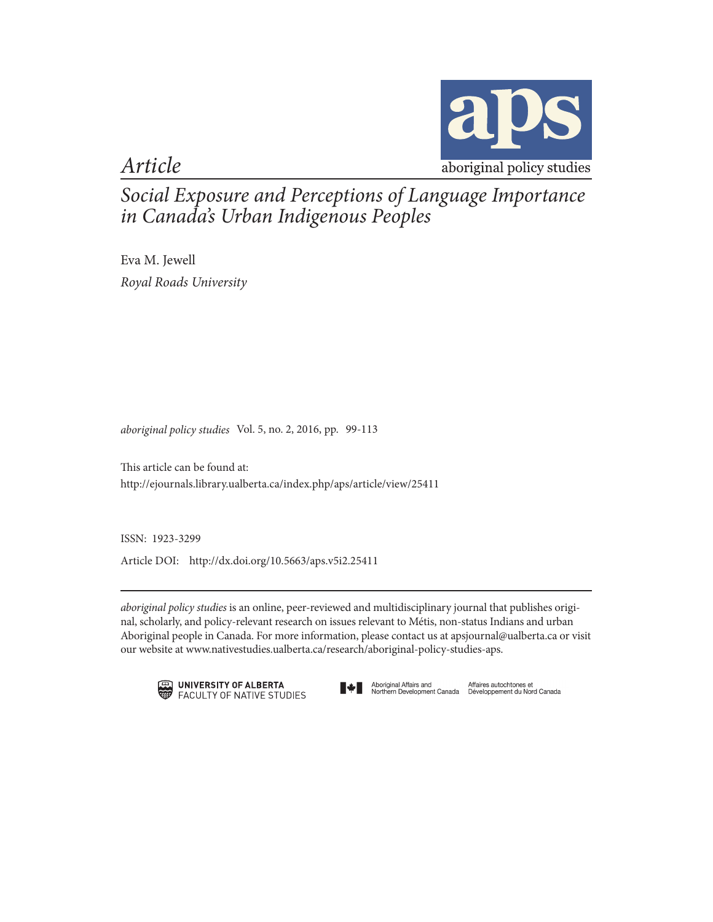aps

aboriginal policy studies

*Article*

# *Social Exposure and Perceptions of Language Importance in Canada's Urban Indigenous Peoples*

Eva M. Jewell

*Royal Roads University*

*aboriginal policy studies* Vol. 5, no. 2, 2016, pp. 99-113

This article can be found at:
http://ejournals.library.ualberta.ca/index.php/aps/article/view/25411

ISSN: 1923-3299

Article DOI: http://dx.doi.org/10.5663/aps.v5i2.25411

---

*aboriginal policy studies* is an online, peer-reviewed and multidisciplinary journal that publishes original, scholarly, and policy-relevant research on issues relevant to Métis, non-status Indians and urban Aboriginal people in Canada. For more information, please contact us at apsjournal@ualberta.ca or visit our website at www.nativestudies.ualberta.ca/research/aboriginal-policy-studies-aps.

UNIVERSITY OF ALBERTA
FACULTY OF NATIVE STUDIES

Aboriginal Affairs and Northern Development Canada

Affaires autochtones et Développement du Nord Canada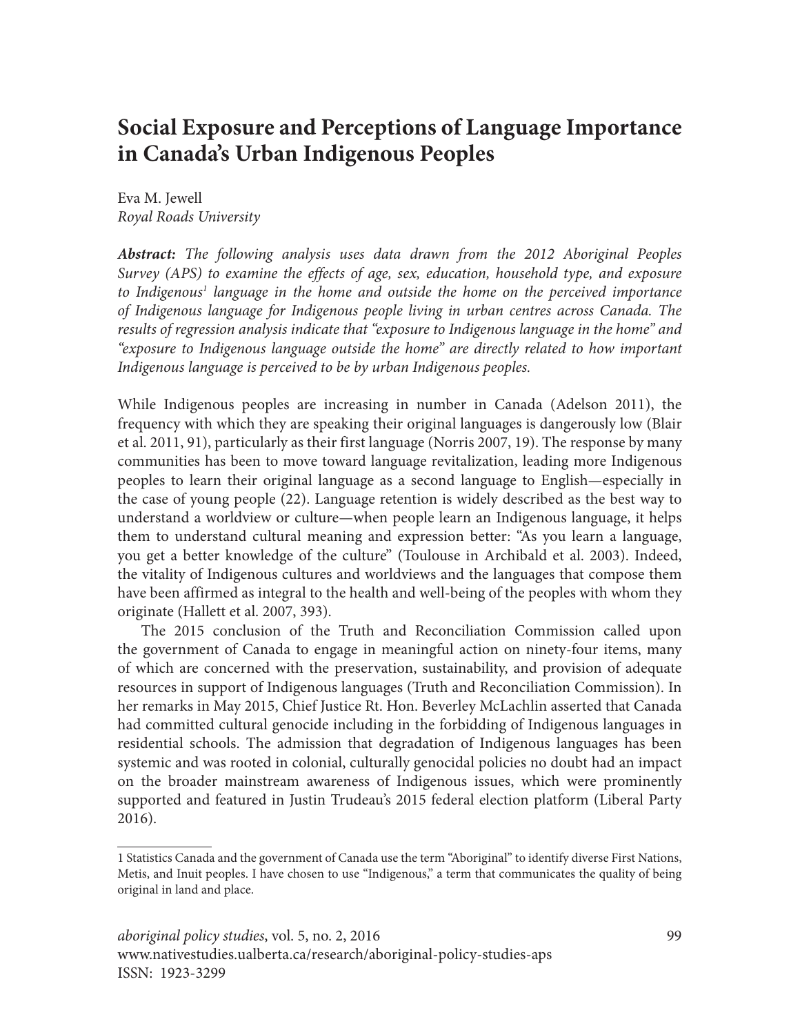# Social Exposure and Perceptions of Language Importance in Canada's Urban Indigenous Peoples

Eva M. Jewell
*Royal Roads University*

***Abstract:*** *The following analysis uses data drawn from the 2012 Aboriginal Peoples Survey (APS) to examine the effects of age, sex, education, household type, and exposure to Indigenous[1] language in the home and outside the home on the perceived importance of Indigenous language for Indigenous people living in urban centres across Canada. The results of regression analysis indicate that "exposure to Indigenous language in the home" and "exposure to Indigenous language outside the home" are directly related to how important Indigenous language is perceived to be by urban Indigenous peoples.*

While Indigenous peoples are increasing in number in Canada (Adelson 2011), the frequency with which they are speaking their original languages is dangerously low (Blair et al. 2011, 91), particularly as their first language (Norris 2007, 19). The response by many communities has been to move toward language revitalization, leading more Indigenous peoples to learn their original language as a second language to English—especially in the case of young people (22). Language retention is widely described as the best way to understand a worldview or culture—when people learn an Indigenous language, it helps them to understand cultural meaning and expression better: "As you learn a language, you get a better knowledge of the culture" (Toulouse in Archibald et al. 2003). Indeed, the vitality of Indigenous cultures and worldviews and the languages that compose them have been affirmed as integral to the health and well-being of the peoples with whom they originate (Hallett et al. 2007, 393).

The 2015 conclusion of the Truth and Reconciliation Commission called upon the government of Canada to engage in meaningful action on ninety-four items, many of which are concerned with the preservation, sustainability, and provision of adequate resources in support of Indigenous languages (Truth and Reconciliation Commission). In her remarks in May 2015, Chief Justice Rt. Hon. Beverley McLachlin asserted that Canada had committed cultural genocide including in the forbidding of Indigenous languages in residential schools. The admission that degradation of Indigenous languages has been systemic and was rooted in colonial, culturally genocidal policies no doubt had an impact on the broader mainstream awareness of Indigenous issues, which were prominently supported and featured in Justin Trudeau's 2015 federal election platform (Liberal Party 2016).

---

1 Statistics Canada and the government of Canada use the term "Aboriginal" to identify diverse First Nations, Metis, and Inuit peoples. I have chosen to use "Indigenous," a term that communicates the quality of being original in land and place.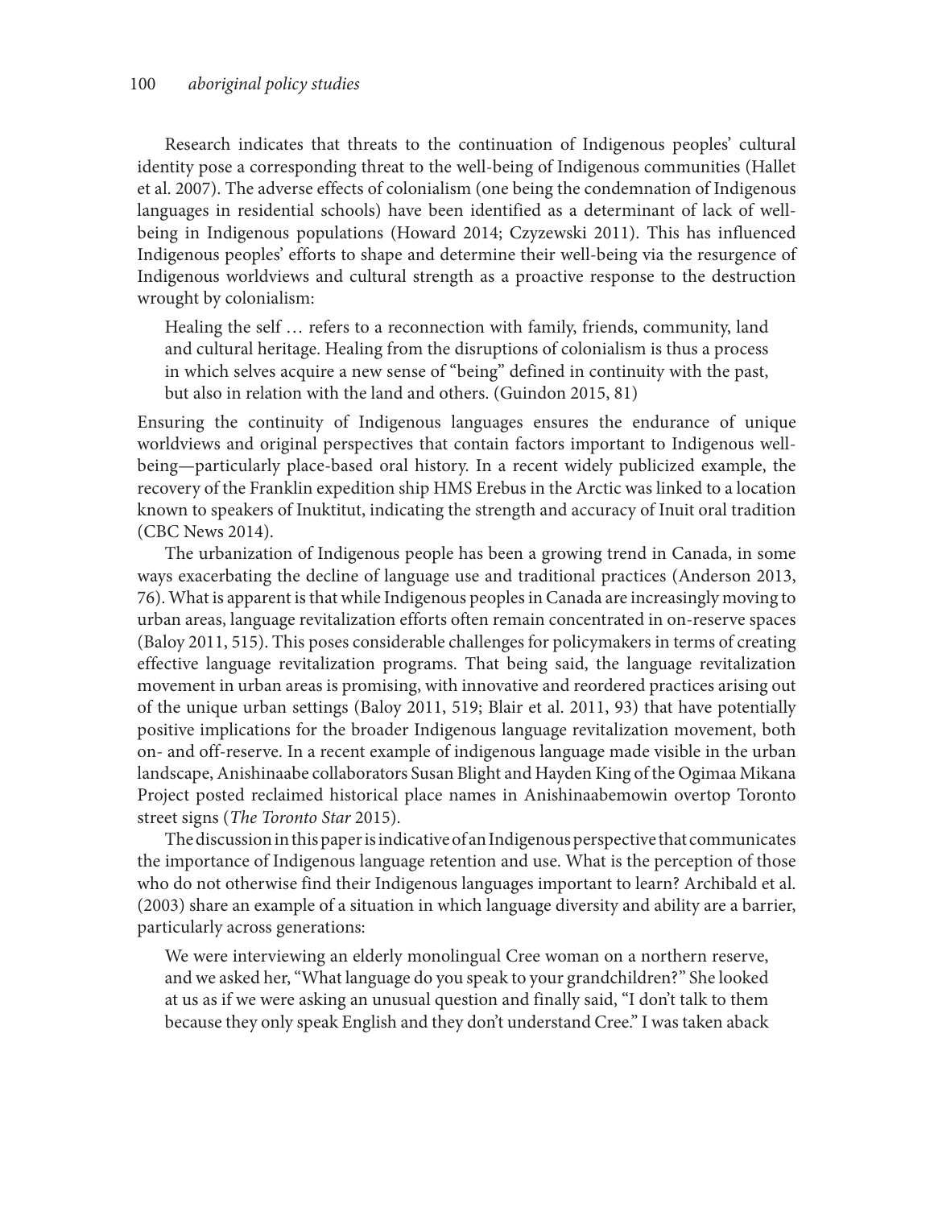Research indicates that threats to the continuation of Indigenous peoples' cultural identity pose a corresponding threat to the well-being of Indigenous communities (Hallet et al. 2007). The adverse effects of colonialism (one being the condemnation of Indigenous languages in residential schools) have been identified as a determinant of lack of well-being in Indigenous populations (Howard 2014; Czyzewski 2011). This has influenced Indigenous peoples' efforts to shape and determine their well-being via the resurgence of Indigenous worldviews and cultural strength as a proactive response to the destruction wrought by colonialism:

> Healing the self … refers to a reconnection with family, friends, community, land and cultural heritage. Healing from the disruptions of colonialism is thus a process in which selves acquire a new sense of "being" defined in continuity with the past, but also in relation with the land and others. (Guindon 2015, 81)

Ensuring the continuity of Indigenous languages ensures the endurance of unique worldviews and original perspectives that contain factors important to Indigenous well-being—particularly place-based oral history. In a recent widely publicized example, the recovery of the Franklin expedition ship HMS Erebus in the Arctic was linked to a location known to speakers of Inuktitut, indicating the strength and accuracy of Inuit oral tradition (CBC News 2014).

The urbanization of Indigenous people has been a growing trend in Canada, in some ways exacerbating the decline of language use and traditional practices (Anderson 2013, 76). What is apparent is that while Indigenous peoples in Canada are increasingly moving to urban areas, language revitalization efforts often remain concentrated in on-reserve spaces (Baloy 2011, 515). This poses considerable challenges for policymakers in terms of creating effective language revitalization programs. That being said, the language revitalization movement in urban areas is promising, with innovative and reordered practices arising out of the unique urban settings (Baloy 2011, 519; Blair et al. 2011, 93) that have potentially positive implications for the broader Indigenous language revitalization movement, both on- and off-reserve. In a recent example of indigenous language made visible in the urban landscape, Anishinaabe collaborators Susan Blight and Hayden King of the Ogimaa Mikana Project posted reclaimed historical place names in Anishinaabemowin overtop Toronto street signs (*The Toronto Star* 2015).

The discussion in this paper is indicative of an Indigenous perspective that communicates the importance of Indigenous language retention and use. What is the perception of those who do not otherwise find their Indigenous languages important to learn? Archibald et al. (2003) share an example of a situation in which language diversity and ability are a barrier, particularly across generations:

> We were interviewing an elderly monolingual Cree woman on a northern reserve, and we asked her, "What language do you speak to your grandchildren?" She looked at us as if we were asking an unusual question and finally said, "I don't talk to them because they only speak English and they don't understand Cree." I was taken aback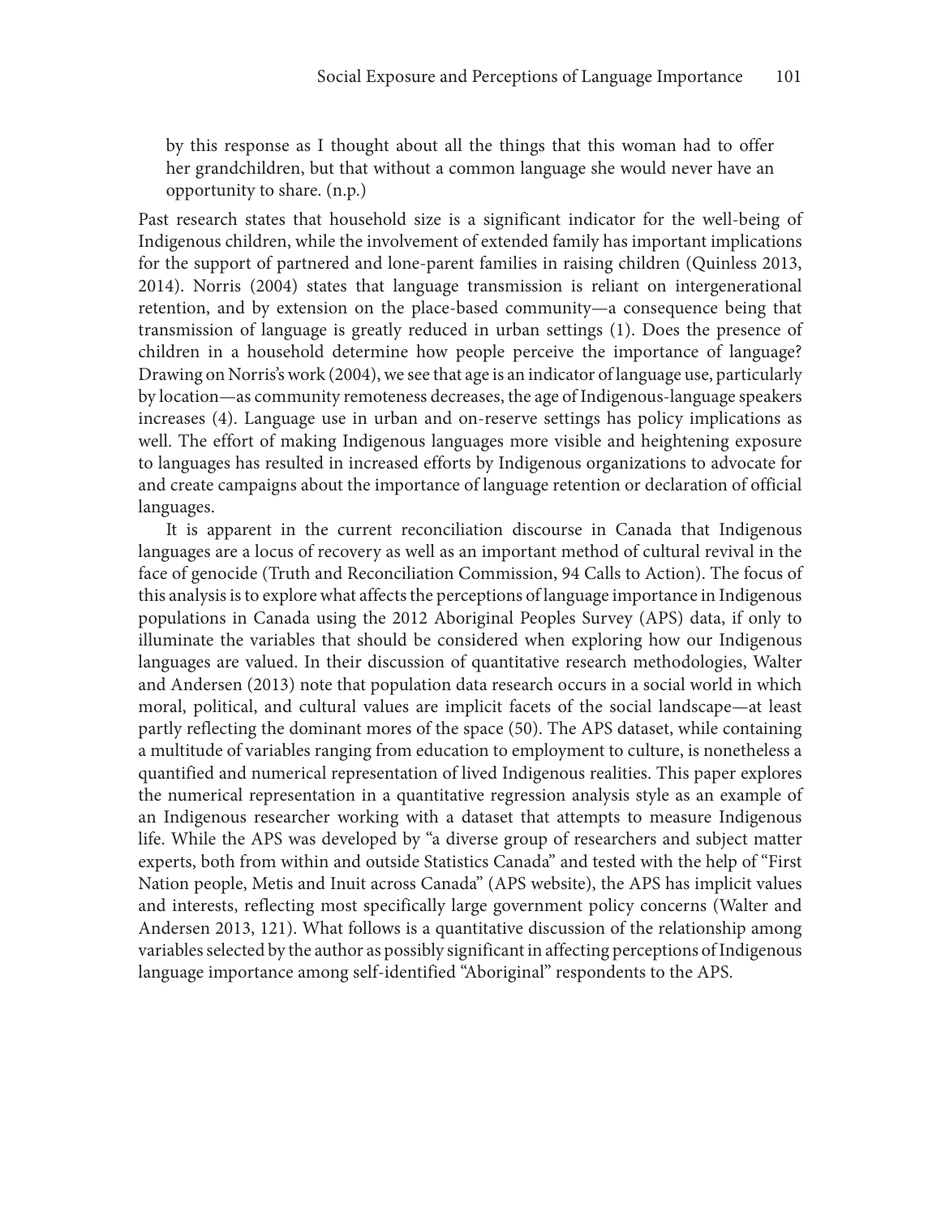> by this response as I thought about all the things that this woman had to offer her grandchildren, but that without a common language she would never have an opportunity to share. (n.p.)

Past research states that household size is a significant indicator for the well-being of Indigenous children, while the involvement of extended family has important implications for the support of partnered and lone-parent families in raising children (Quinless 2013, 2014). Norris (2004) states that language transmission is reliant on intergenerational retention, and by extension on the place-based community—a consequence being that transmission of language is greatly reduced in urban settings (1). Does the presence of children in a household determine how people perceive the importance of language? Drawing on Norris's work (2004), we see that age is an indicator of language use, particularly by location—as community remoteness decreases, the age of Indigenous-language speakers increases (4). Language use in urban and on-reserve settings has policy implications as well. The effort of making Indigenous languages more visible and heightening exposure to languages has resulted in increased efforts by Indigenous organizations to advocate for and create campaigns about the importance of language retention or declaration of official languages.

It is apparent in the current reconciliation discourse in Canada that Indigenous languages are a locus of recovery as well as an important method of cultural revival in the face of genocide (Truth and Reconciliation Commission, 94 Calls to Action). The focus of this analysis is to explore what affects the perceptions of language importance in Indigenous populations in Canada using the 2012 Aboriginal Peoples Survey (APS) data, if only to illuminate the variables that should be considered when exploring how our Indigenous languages are valued. In their discussion of quantitative research methodologies, Walter and Andersen (2013) note that population data research occurs in a social world in which moral, political, and cultural values are implicit facets of the social landscape—at least partly reflecting the dominant mores of the space (50). The APS dataset, while containing a multitude of variables ranging from education to employment to culture, is nonetheless a quantified and numerical representation of lived Indigenous realities. This paper explores the numerical representation in a quantitative regression analysis style as an example of an Indigenous researcher working with a dataset that attempts to measure Indigenous life. While the APS was developed by "a diverse group of researchers and subject matter experts, both from within and outside Statistics Canada" and tested with the help of "First Nation people, Metis and Inuit across Canada" (APS website), the APS has implicit values and interests, reflecting most specifically large government policy concerns (Walter and Andersen 2013, 121). What follows is a quantitative discussion of the relationship among variables selected by the author as possibly significant in affecting perceptions of Indigenous language importance among self-identified "Aboriginal" respondents to the APS.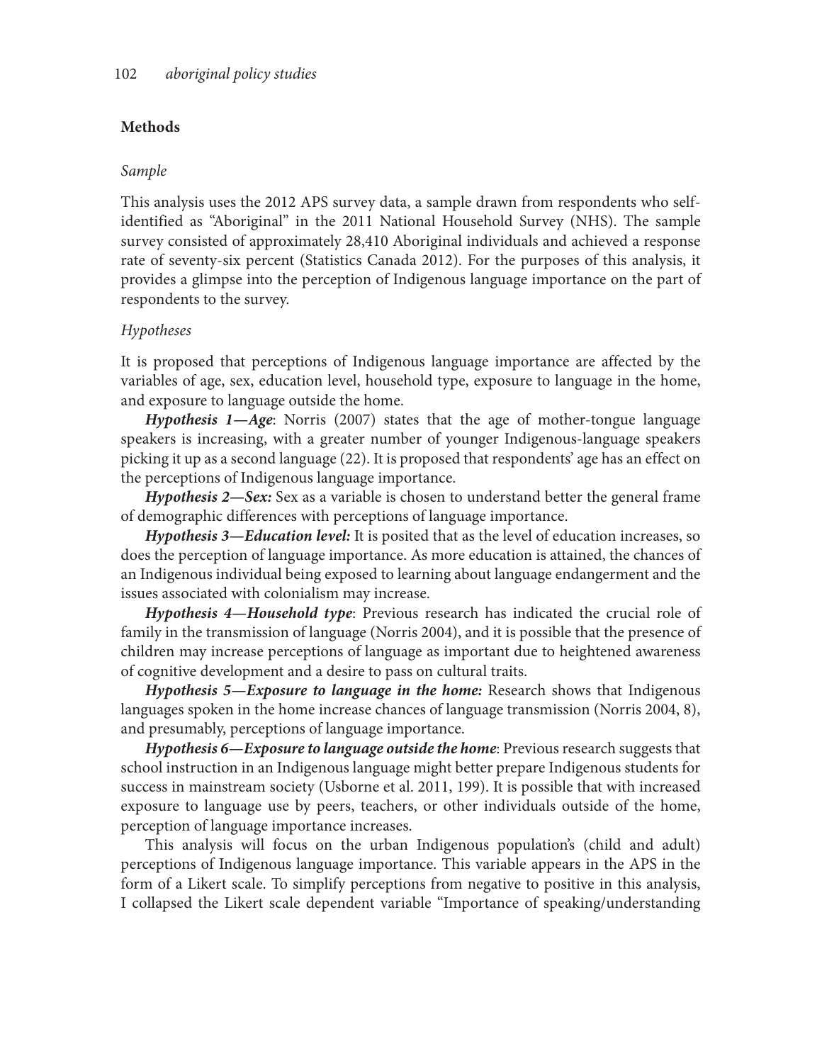## Methods

### *Sample*

This analysis uses the 2012 APS survey data, a sample drawn from respondents who self-identified as "Aboriginal" in the 2011 National Household Survey (NHS). The sample survey consisted of approximately 28,410 Aboriginal individuals and achieved a response rate of seventy-six percent (Statistics Canada 2012). For the purposes of this analysis, it provides a glimpse into the perception of Indigenous language importance on the part of respondents to the survey.

### *Hypotheses*

It is proposed that perceptions of Indigenous language importance are affected by the variables of age, sex, education level, household type, exposure to language in the home, and exposure to language outside the home.

***Hypothesis 1—Age***: Norris (2007) states that the age of mother-tongue language speakers is increasing, with a greater number of younger Indigenous-language speakers picking it up as a second language (22). It is proposed that respondents' age has an effect on the perceptions of Indigenous language importance.

***Hypothesis 2—Sex:*** Sex as a variable is chosen to understand better the general frame of demographic differences with perceptions of language importance.

***Hypothesis 3—Education level:*** It is posited that as the level of education increases, so does the perception of language importance. As more education is attained, the chances of an Indigenous individual being exposed to learning about language endangerment and the issues associated with colonialism may increase.

***Hypothesis 4—Household type***: Previous research has indicated the crucial role of family in the transmission of language (Norris 2004), and it is possible that the presence of children may increase perceptions of language as important due to heightened awareness of cognitive development and a desire to pass on cultural traits.

***Hypothesis 5—Exposure to language in the home:*** Research shows that Indigenous languages spoken in the home increase chances of language transmission (Norris 2004, 8), and presumably, perceptions of language importance.

***Hypothesis 6—Exposure to language outside the home***: Previous research suggests that school instruction in an Indigenous language might better prepare Indigenous students for success in mainstream society (Usborne et al. 2011, 199). It is possible that with increased exposure to language use by peers, teachers, or other individuals outside of the home, perception of language importance increases.

This analysis will focus on the urban Indigenous population's (child and adult) perceptions of Indigenous language importance. This variable appears in the APS in the form of a Likert scale. To simplify perceptions from negative to positive in this analysis, I collapsed the Likert scale dependent variable "Importance of speaking/understanding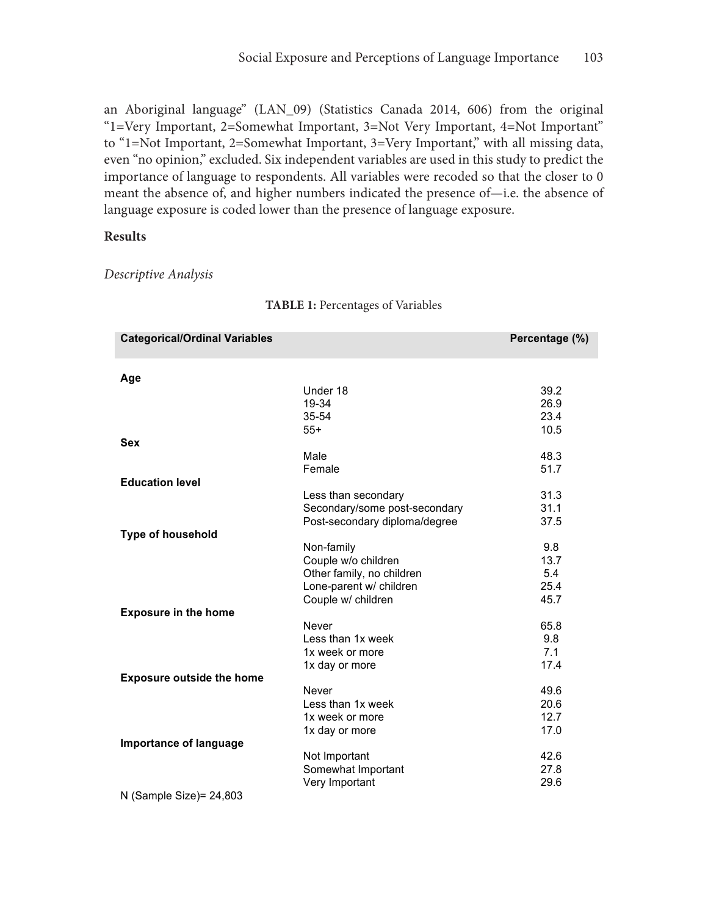an Aboriginal language" (LAN_09) (Statistics Canada 2014, 606) from the original "1=Very Important, 2=Somewhat Important, 3=Not Very Important, 4=Not Important" to "1=Not Important, 2=Somewhat Important, 3=Very Important," with all missing data, even "no opinion," excluded. Six independent variables are used in this study to predict the importance of language to respondents. All variables were recoded so that the closer to 0 meant the absence of, and higher numbers indicated the presence of—i.e. the absence of language exposure is coded lower than the presence of language exposure.

## Results

### *Descriptive Analysis*

**TABLE 1:** Percentages of Variables

| Categorical/Ordinal Variables | | Percentage (%) |
|---|---|---|
| **Age** | | |
| | Under 18 | 39.2 |
| | 19-34 | 26.9 |
| | 35-54 | 23.4 |
| | 55+ | 10.5 |
| **Sex** | | |
| | Male | 48.3 |
| | Female | 51.7 |
| **Education level** | | |
| | Less than secondary | 31.3 |
| | Secondary/some post-secondary | 31.1 |
| | Post-secondary diploma/degree | 37.5 |
| **Type of household** | | |
| | Non-family | 9.8 |
| | Couple w/o children | 13.7 |
| | Other family, no children | 5.4 |
| | Lone-parent w/ children | 25.4 |
| | Couple w/ children | 45.7 |
| **Exposure in the home** | | |
| | Never | 65.8 |
| | Less than 1x week | 9.8 |
| | 1x week or more | 7.1 |
| | 1x day or more | 17.4 |
| **Exposure outside the home** | | |
| | Never | 49.6 |
| | Less than 1x week | 20.6 |
| | 1x week or more | 12.7 |
| | 1x day or more | 17.0 |
| **Importance of language** | | |
| | Not Important | 42.6 |
| | Somewhat Important | 27.8 |
| | Very Important | 29.6 |

N (Sample Size)= 24,803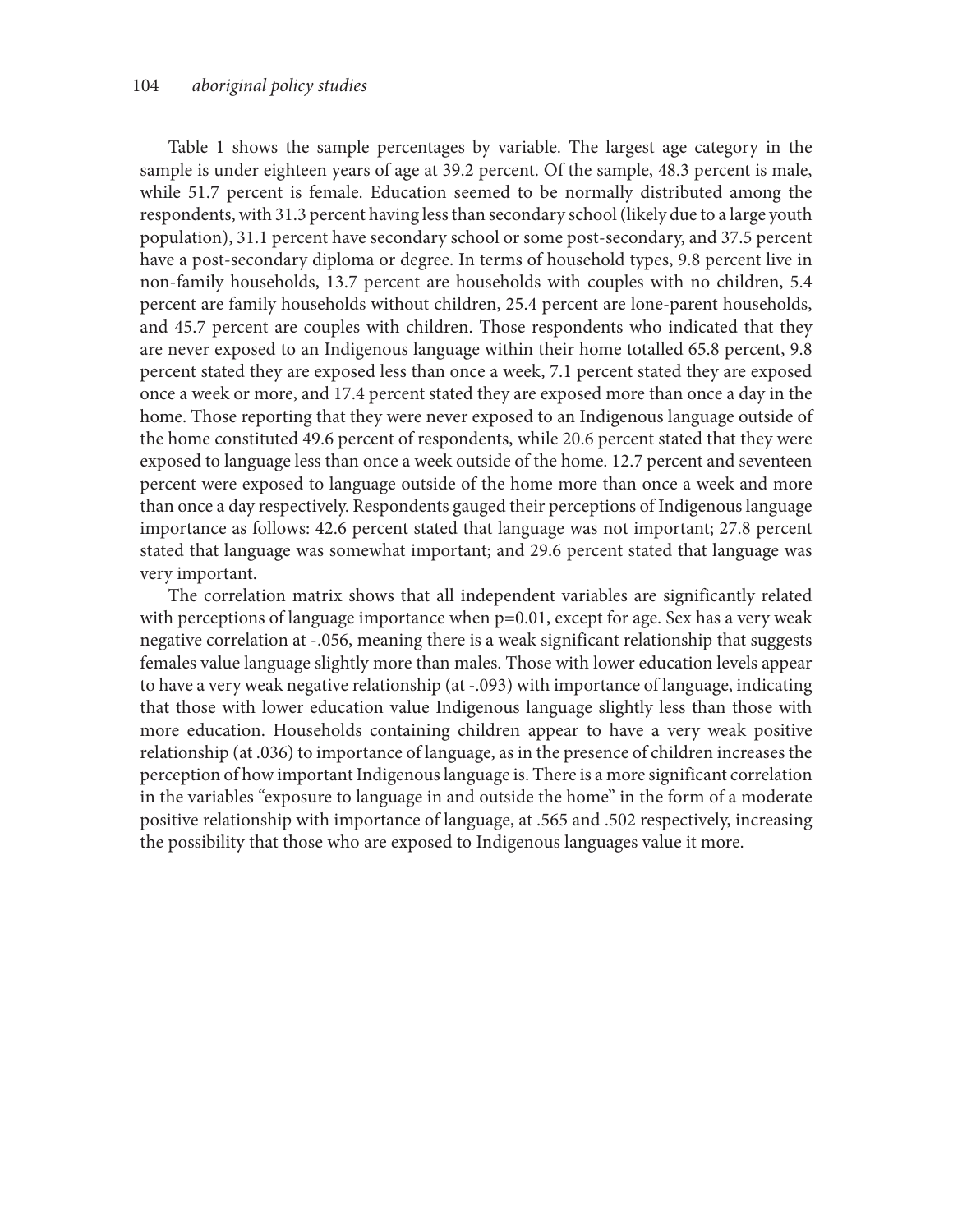Table 1 shows the sample percentages by variable. The largest age category in the sample is under eighteen years of age at 39.2 percent. Of the sample, 48.3 percent is male, while 51.7 percent is female. Education seemed to be normally distributed among the respondents, with 31.3 percent having less than secondary school (likely due to a large youth population), 31.1 percent have secondary school or some post-secondary, and 37.5 percent have a post-secondary diploma or degree. In terms of household types, 9.8 percent live in non-family households, 13.7 percent are households with couples with no children, 5.4 percent are family households without children, 25.4 percent are lone-parent households, and 45.7 percent are couples with children. Those respondents who indicated that they are never exposed to an Indigenous language within their home totalled 65.8 percent, 9.8 percent stated they are exposed less than once a week, 7.1 percent stated they are exposed once a week or more, and 17.4 percent stated they are exposed more than once a day in the home. Those reporting that they were never exposed to an Indigenous language outside of the home constituted 49.6 percent of respondents, while 20.6 percent stated that they were exposed to language less than once a week outside of the home. 12.7 percent and seventeen percent were exposed to language outside of the home more than once a week and more than once a day respectively. Respondents gauged their perceptions of Indigenous language importance as follows: 42.6 percent stated that language was not important; 27.8 percent stated that language was somewhat important; and 29.6 percent stated that language was very important.

The correlation matrix shows that all independent variables are significantly related with perceptions of language importance when p=0.01, except for age. Sex has a very weak negative correlation at -.056, meaning there is a weak significant relationship that suggests females value language slightly more than males. Those with lower education levels appear to have a very weak negative relationship (at -.093) with importance of language, indicating that those with lower education value Indigenous language slightly less than those with more education. Households containing children appear to have a very weak positive relationship (at .036) to importance of language, as in the presence of children increases the perception of how important Indigenous language is. There is a more significant correlation in the variables "exposure to language in and outside the home" in the form of a moderate positive relationship with importance of language, at .565 and .502 respectively, increasing the possibility that those who are exposed to Indigenous languages value it more.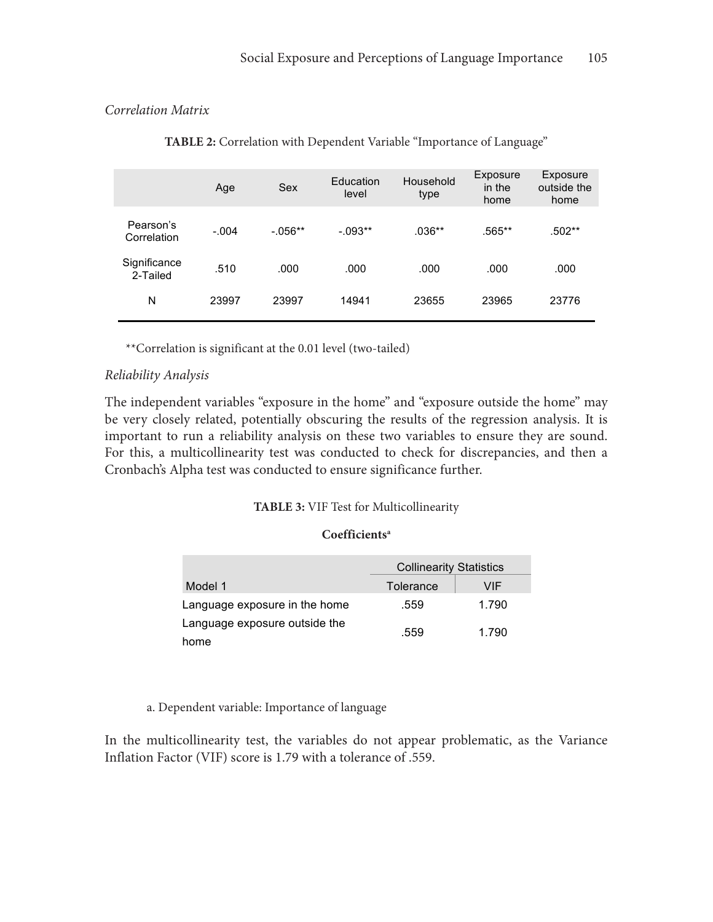*Correlation Matrix*

**TABLE 2:** Correlation with Dependent Variable "Importance of Language"

| | Age | Sex | Education level | Household type | Exposure in the home | Exposure outside the home |
|---|---|---|---|---|---|---|
| Pearson's Correlation | -.004 | -.056** | -.093** | .036** | .565** | .502** |
| Significance 2-Tailed | .510 | .000 | .000 | .000 | .000 | .000 |
| N | 23997 | 23997 | 14941 | 23655 | 23965 | 23776 |

**Correlation is significant at the 0.01 level (two-tailed)

*Reliability Analysis*

The independent variables "exposure in the home" and "exposure outside the home" may be very closely related, potentially obscuring the results of the regression analysis. It is important to run a reliability analysis on these two variables to ensure they are sound. For this, a multicollinearity test was conducted to check for discrepancies, and then a Cronbach's Alpha test was conducted to ensure significance further.

**TABLE 3:** VIF Test for Multicollinearity

**Coefficients**[a]

| | Collinearity Statistics | |
|---|---|---|
| Model 1 | Tolerance | VIF |
| Language exposure in the home | .559 | 1.790 |
| Language exposure outside the home | .559 | 1.790 |

a. Dependent variable: Importance of language

In the multicollinearity test, the variables do not appear problematic, as the Variance Inflation Factor (VIF) score is 1.79 with a tolerance of .559.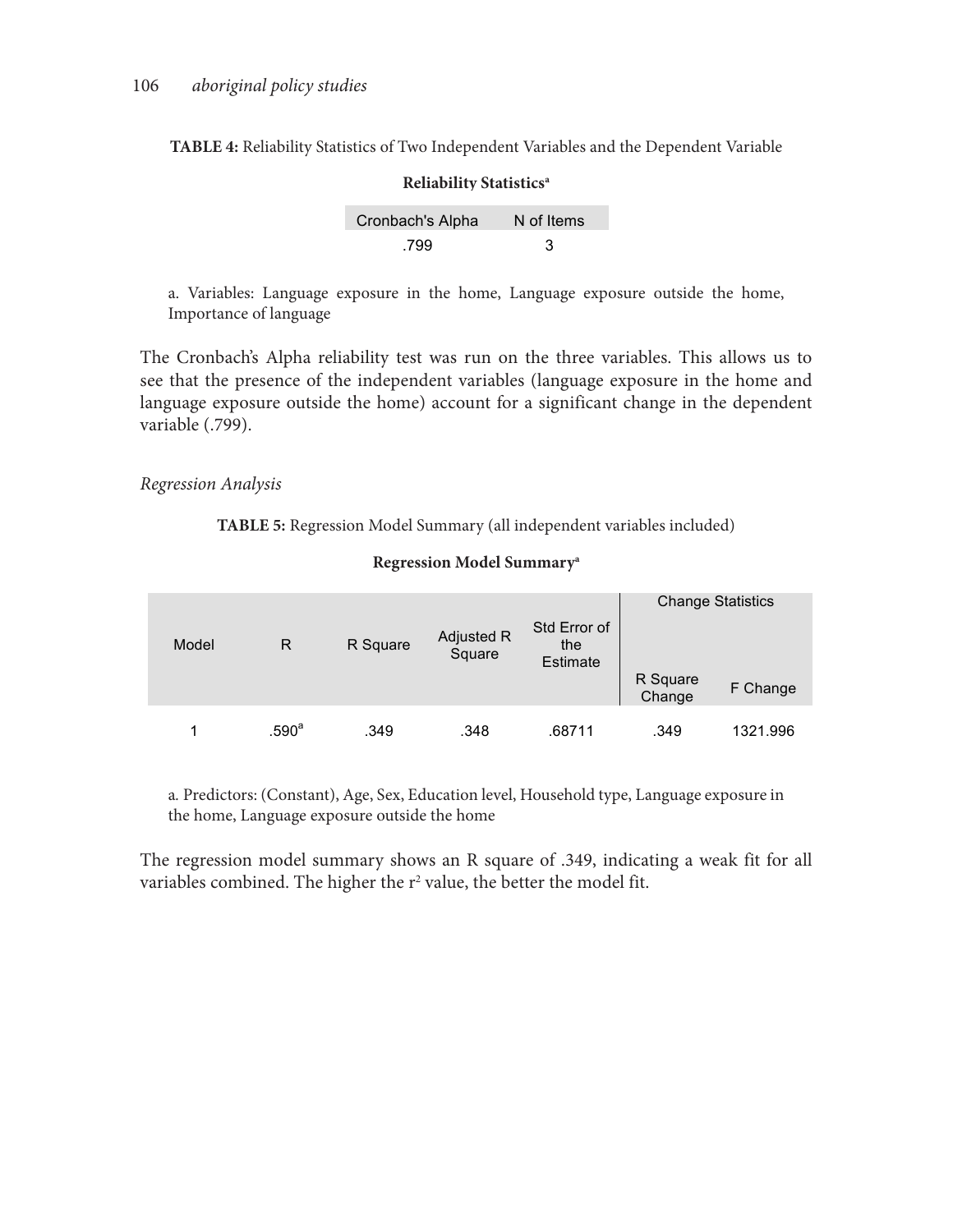**TABLE 4:** Reliability Statistics of Two Independent Variables and the Dependent Variable

**Reliability Statistics**[a]

| Cronbach's Alpha | N of Items |
|---|---|
| .799 | 3 |

a. Variables: Language exposure in the home, Language exposure outside the home, Importance of language

The Cronbach's Alpha reliability test was run on the three variables. This allows us to see that the presence of the independent variables (language exposure in the home and language exposure outside the home) account for a significant change in the dependent variable (.799).

*Regression Analysis*

**TABLE 5:** Regression Model Summary (all independent variables included)

**Regression Model Summary**[a]

| Model | R | R Square | Adjusted R Square | Std Error of the Estimate | Change Statistics | |
|---|---|---|---|---|---|---|
| | | | | | R Square Change | F Change |
| 1 | .590[a] | .349 | .348 | .68711 | .349 | 1321.996 |

a. Predictors: (Constant), Age, Sex, Education level, Household type, Language exposure in the home, Language exposure outside the home

The regression model summary shows an R square of .349, indicating a weak fit for all variables combined. The higher the $r^2$ value, the better the model fit.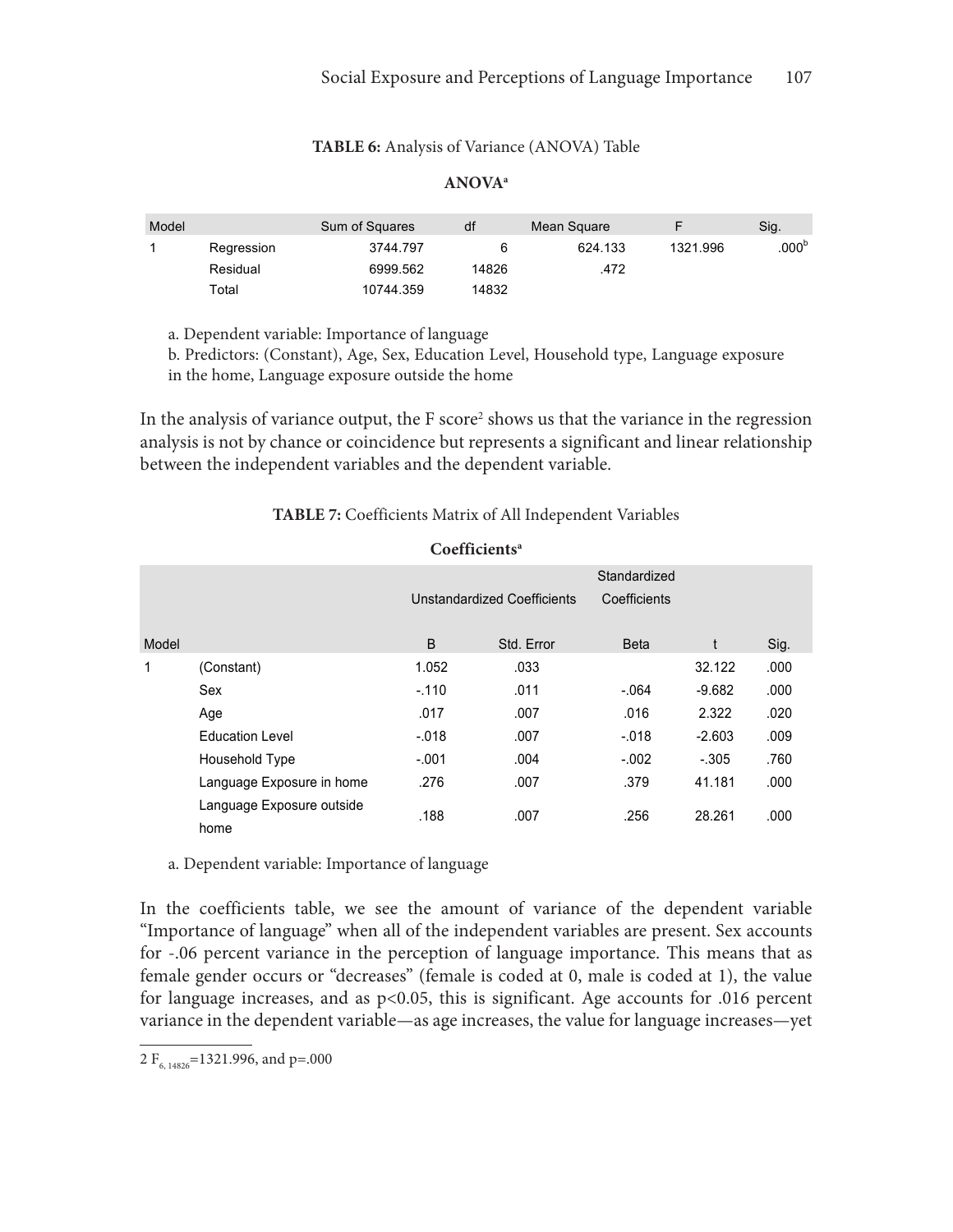**TABLE 6:** Analysis of Variance (ANOVA) Table

**ANOVA**[a]

| Model | | Sum of Squares | df | Mean Square | F | Sig. |
|---|---|---|---|---|---|---|
| 1 | Regression | 3744.797 | 6 | 624.133 | 1321.996 | .000[b] |
| | Residual | 6999.562 | 14826 | .472 | | |
| | Total | 10744.359 | 14832 | | | |

a. Dependent variable: Importance of language

b. Predictors: (Constant), Age, Sex, Education Level, Household type, Language exposure in the home, Language exposure outside the home

In the analysis of variance output, the F score[2] shows us that the variance in the regression analysis is not by chance or coincidence but represents a significant and linear relationship between the independent variables and the dependent variable.

**TABLE 7:** Coefficients Matrix of All Independent Variables

**Coefficients**[a]

| Model | | Unstandardized Coefficients | | Standardized Coefficients | | |
|---|---|---|---|---|---|---|
| | | B | Std. Error | Beta | t | Sig. |
| 1 | (Constant) | 1.052 | .033 | | 32.122 | .000 |
| | Sex | -.110 | .011 | -.064 | -9.682 | .000 |
| | Age | .017 | .007 | .016 | 2.322 | .020 |
| | Education Level | -.018 | .007 | -.018 | -2.603 | .009 |
| | Household Type | -.001 | .004 | -.002 | -.305 | .760 |
| | Language Exposure in home | .276 | .007 | .379 | 41.181 | .000 |
| | Language Exposure outside home | .188 | .007 | .256 | 28.261 | .000 |

a. Dependent variable: Importance of language

In the coefficients table, we see the amount of variance of the dependent variable "Importance of language" when all of the independent variables are present. Sex accounts for -.06 percent variance in the perception of language importance. This means that as female gender occurs or "decreases" (female is coded at 0, male is coded at 1), the value for language increases, and as $p<0.05$, this is significant. Age accounts for .016 percent variance in the dependent variable—as age increases, the value for language increases—yet

2 $F_{6, 14826}=1321.996$, and $p=.000$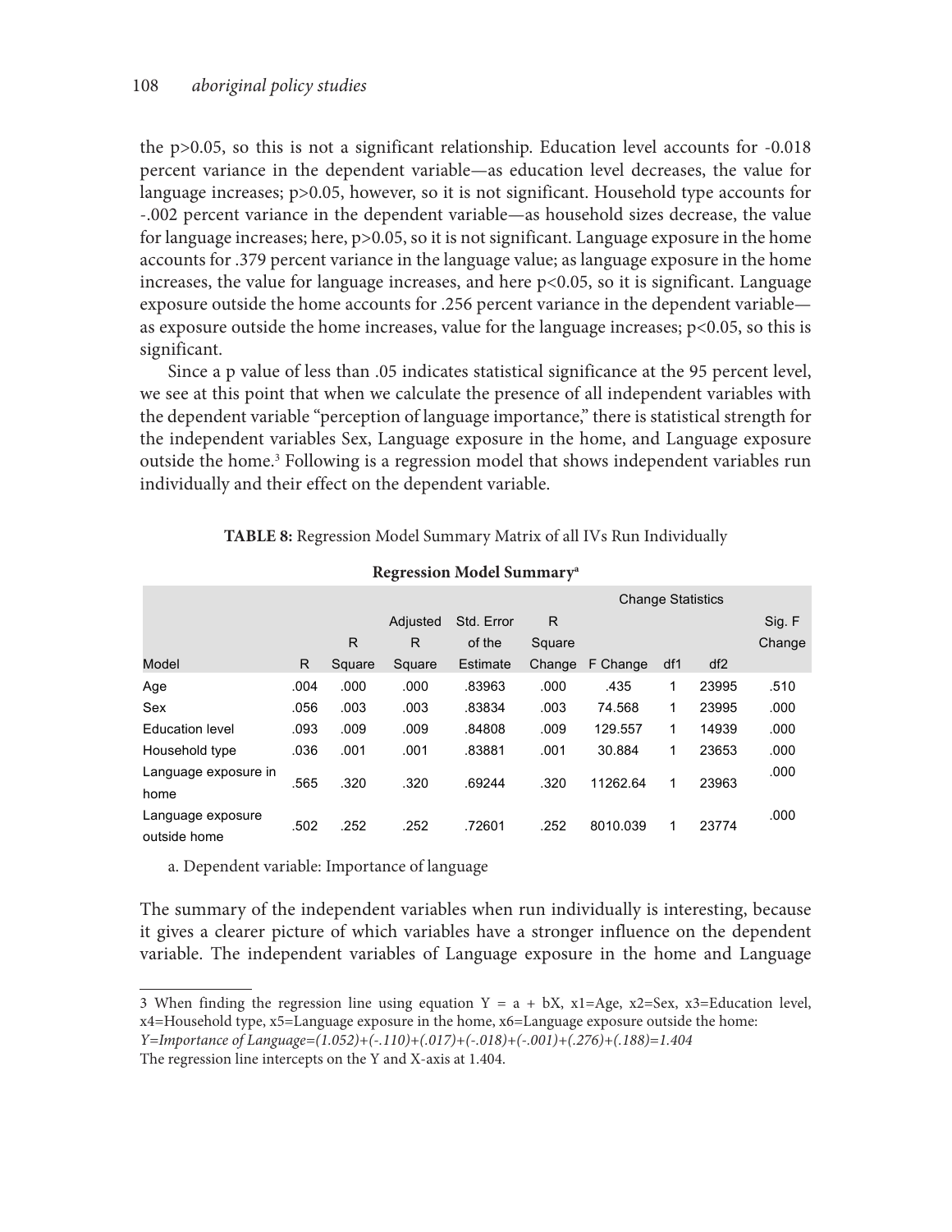the $p>0.05$, so this is not a significant relationship. Education level accounts for -0.018 percent variance in the dependent variable—as education level decreases, the value for language increases; $p>0.05$, however, so it is not significant. Household type accounts for -.002 percent variance in the dependent variable—as household sizes decrease, the value for language increases; here, $p>0.05$, so it is not significant. Language exposure in the home accounts for .379 percent variance in the language value; as language exposure in the home increases, the value for language increases, and here $p<0.05$, so it is significant. Language exposure outside the home accounts for .256 percent variance in the dependent variable—as exposure outside the home increases, value for the language increases; $p<0.05$, so this is significant.

Since a p value of less than .05 indicates statistical significance at the 95 percent level, we see at this point that when we calculate the presence of all independent variables with the dependent variable "perception of language importance," there is statistical strength for the independent variables Sex, Language exposure in the home, and Language exposure outside the home.[3] Following is a regression model that shows independent variables run individually and their effect on the dependent variable.

**TABLE 8:** Regression Model Summary Matrix of all IVs Run Individually

**Regression Model Summary[a]**

| | | | | | Change Statistics | | | | |
|---|---|---|---|---|---|---|---|---|---|
| Model | R | R Square | Adjusted R Square | Std. Error of the Estimate | R Square Change | F Change | df1 | df2 | Sig. F Change |
| Age | .004 | .000 | .000 | .83963 | .000 | .435 | 1 | 23995 | .510 |
| Sex | .056 | .003 | .003 | .83834 | .003 | 74.568 | 1 | 23995 | .000 |
| Education level | .093 | .009 | .009 | .84808 | .009 | 129.557 | 1 | 14939 | .000 |
| Household type | .036 | .001 | .001 | .83881 | .001 | 30.884 | 1 | 23653 | .000 |
| Language exposure in home | .565 | .320 | .320 | .69244 | .320 | 11262.64 | 1 | 23963 | .000 |
| Language exposure outside home | .502 | .252 | .252 | .72601 | .252 | 8010.039 | 1 | 23774 | .000 |

a. Dependent variable: Importance of language

The summary of the independent variables when run individually is interesting, because it gives a clearer picture of which variables have a stronger influence on the dependent variable. The independent variables of Language exposure in the home and Language

---

3 When finding the regression line using equation $Y = a + bX$, $x1$=Age, $x2$=Sex, $x3$=Education level, $x4$=Household type, $x5$=Language exposure in the home, $x6$=Language exposure outside the home:

*Y=Importance of Language=(1.052)+(-.110)+(.017)+(-.018)+(-.001)+(.276)+(.188)=1.404*

The regression line intercepts on the Y and X-axis at 1.404.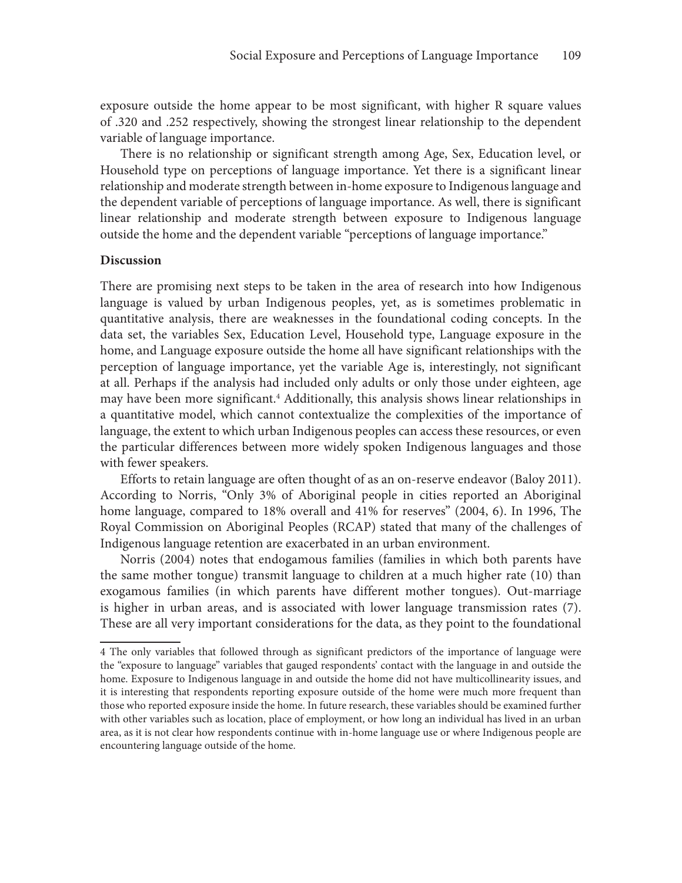exposure outside the home appear to be most significant, with higher R square values of .320 and .252 respectively, showing the strongest linear relationship to the dependent variable of language importance.

There is no relationship or significant strength among Age, Sex, Education level, or Household type on perceptions of language importance. Yet there is a significant linear relationship and moderate strength between in-home exposure to Indigenous language and the dependent variable of perceptions of language importance. As well, there is significant linear relationship and moderate strength between exposure to Indigenous language outside the home and the dependent variable "perceptions of language importance."

**Discussion**

There are promising next steps to be taken in the area of research into how Indigenous language is valued by urban Indigenous peoples, yet, as is sometimes problematic in quantitative analysis, there are weaknesses in the foundational coding concepts. In the data set, the variables Sex, Education Level, Household type, Language exposure in the home, and Language exposure outside the home all have significant relationships with the perception of language importance, yet the variable Age is, interestingly, not significant at all. Perhaps if the analysis had included only adults or only those under eighteen, age may have been more significant.[4] Additionally, this analysis shows linear relationships in a quantitative model, which cannot contextualize the complexities of the importance of language, the extent to which urban Indigenous peoples can access these resources, or even the particular differences between more widely spoken Indigenous languages and those with fewer speakers.

Efforts to retain language are often thought of as an on-reserve endeavor (Baloy 2011). According to Norris, "Only 3% of Aboriginal people in cities reported an Aboriginal home language, compared to 18% overall and 41% for reserves" (2004, 6). In 1996, The Royal Commission on Aboriginal Peoples (RCAP) stated that many of the challenges of Indigenous language retention are exacerbated in an urban environment.

Norris (2004) notes that endogamous families (families in which both parents have the same mother tongue) transmit language to children at a much higher rate (10) than exogamous families (in which parents have different mother tongues). Out-marriage is higher in urban areas, and is associated with lower language transmission rates (7). These are all very important considerations for the data, as they point to the foundational

---

4 The only variables that followed through as significant predictors of the importance of language were the "exposure to language" variables that gauged respondents' contact with the language in and outside the home. Exposure to Indigenous language in and outside the home did not have multicollinearity issues, and it is interesting that respondents reporting exposure outside of the home were much more frequent than those who reported exposure inside the home. In future research, these variables should be examined further with other variables such as location, place of employment, or how long an individual has lived in an urban area, as it is not clear how respondents continue with in-home language use or where Indigenous people are encountering language outside of the home.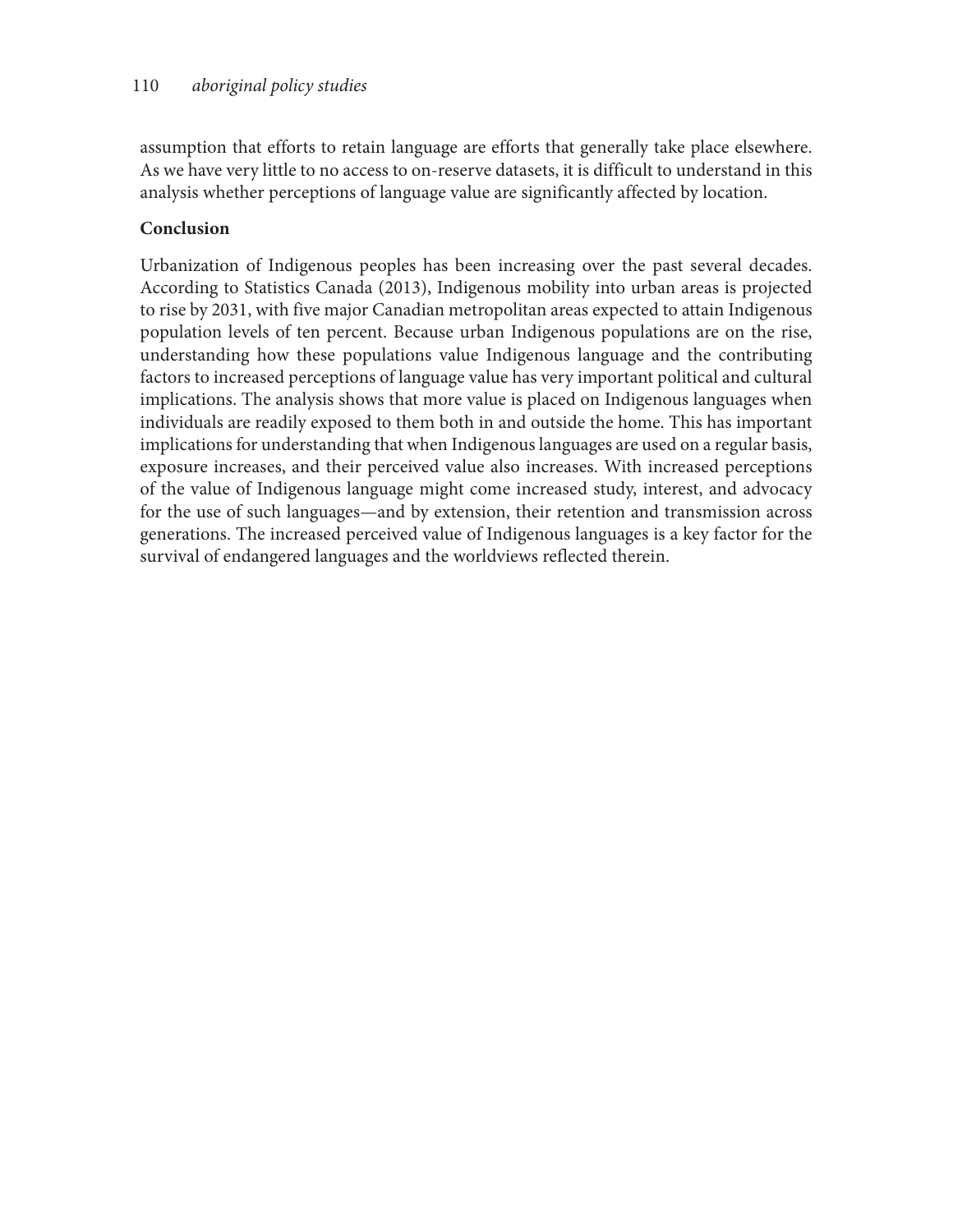assumption that efforts to retain language are efforts that generally take place elsewhere. As we have very little to no access to on-reserve datasets, it is difficult to understand in this analysis whether perceptions of language value are significantly affected by location.

## Conclusion

Urbanization of Indigenous peoples has been increasing over the past several decades. According to Statistics Canada (2013), Indigenous mobility into urban areas is projected to rise by 2031, with five major Canadian metropolitan areas expected to attain Indigenous population levels of ten percent. Because urban Indigenous populations are on the rise, understanding how these populations value Indigenous language and the contributing factors to increased perceptions of language value has very important political and cultural implications. The analysis shows that more value is placed on Indigenous languages when individuals are readily exposed to them both in and outside the home. This has important implications for understanding that when Indigenous languages are used on a regular basis, exposure increases, and their perceived value also increases. With increased perceptions of the value of Indigenous language might come increased study, interest, and advocacy for the use of such languages—and by extension, their retention and transmission across generations. The increased perceived value of Indigenous languages is a key factor for the survival of endangered languages and the worldviews reflected therein.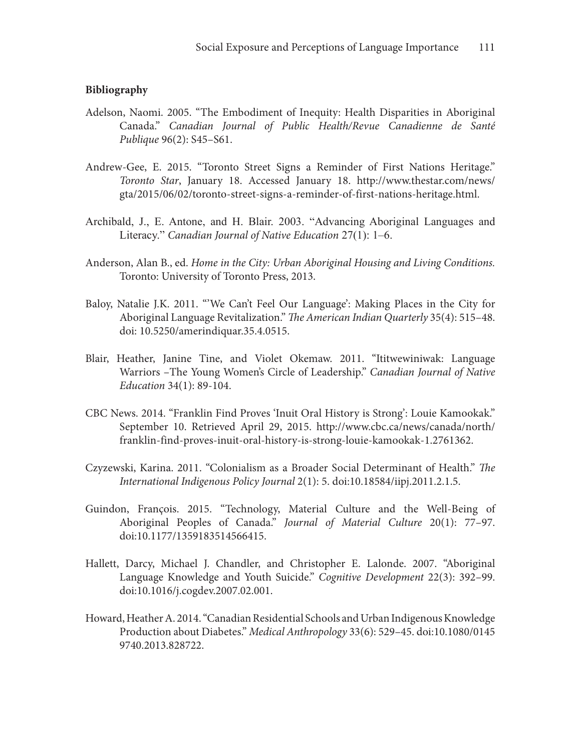## Bibliography

Adelson, Naomi. 2005. "The Embodiment of Inequity: Health Disparities in Aboriginal Canada." *Canadian Journal of Public Health/Revue Canadienne de Santé Publique* 96(2): S45–S61.

Andrew-Gee, E. 2015. "Toronto Street Signs a Reminder of First Nations Heritage." *Toronto Star*, January 18. Accessed January 18. http://www.thestar.com/news/gta/2015/06/02/toronto-street-signs-a-reminder-of-first-nations-heritage.html.

Archibald, J., E. Antone, and H. Blair. 2003. "Advancing Aboriginal Languages and Literacy." *Canadian Journal of Native Education* 27(1): 1–6.

Anderson, Alan B., ed. *Home in the City: Urban Aboriginal Housing and Living Conditions.* Toronto: University of Toronto Press, 2013.

Baloy, Natalie J.K. 2011. "'We Can't Feel Our Language': Making Places in the City for Aboriginal Language Revitalization." *The American Indian Quarterly* 35(4): 515–48. doi: 10.5250/amerindiquar.35.4.0515.

Blair, Heather, Janine Tine, and Violet Okemaw. 2011. "Ititwewiniwak: Language Warriors –The Young Women's Circle of Leadership." *Canadian Journal of Native Education* 34(1): 89-104.

CBC News. 2014. "Franklin Find Proves 'Inuit Oral History is Strong': Louie Kamookak." September 10. Retrieved April 29, 2015. http://www.cbc.ca/news/canada/north/franklin-find-proves-inuit-oral-history-is-strong-louie-kamookak-1.2761362.

Czyzewski, Karina. 2011. "Colonialism as a Broader Social Determinant of Health." *The International Indigenous Policy Journal* 2(1): 5. doi:10.18584/iipj.2011.2.1.5.

Guindon, François. 2015. "Technology, Material Culture and the Well-Being of Aboriginal Peoples of Canada." *Journal of Material Culture* 20(1): 77–97. doi:10.1177/1359183514566415.

Hallett, Darcy, Michael J. Chandler, and Christopher E. Lalonde. 2007. "Aboriginal Language Knowledge and Youth Suicide." *Cognitive Development* 22(3): 392–99. doi:10.1016/j.cogdev.2007.02.001.

Howard, Heather A. 2014. "Canadian Residential Schools and Urban Indigenous Knowledge Production about Diabetes." *Medical Anthropology* 33(6): 529–45. doi:10.1080/01459740.2013.828722.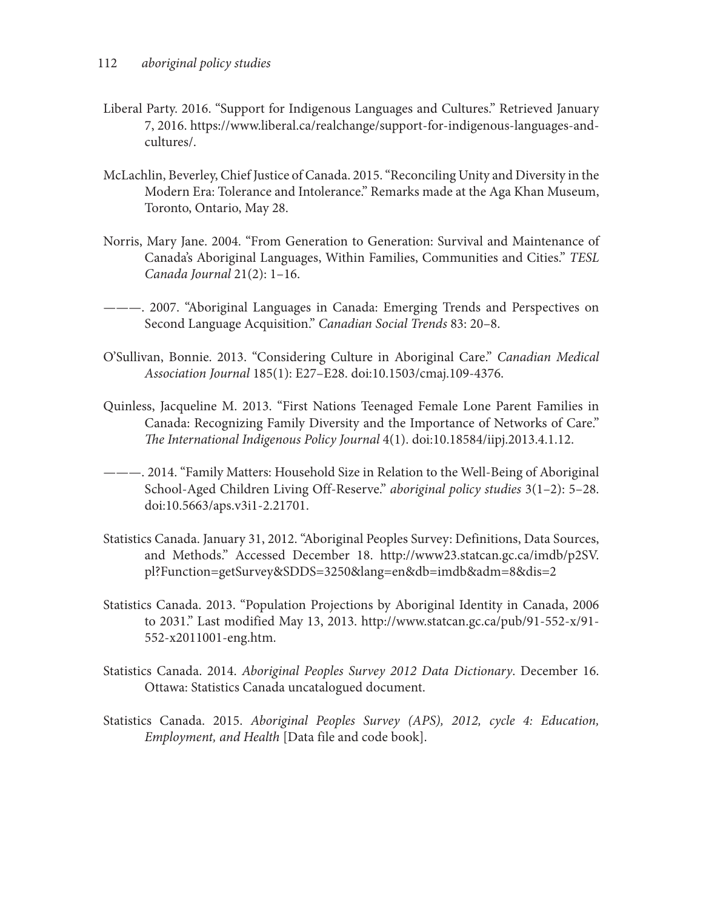Liberal Party. 2016. "Support for Indigenous Languages and Cultures." Retrieved January 7, 2016. https://www.liberal.ca/realchange/support-for-indigenous-languages-and-cultures/.

McLachlin, Beverley, Chief Justice of Canada. 2015. "Reconciling Unity and Diversity in the Modern Era: Tolerance and Intolerance." Remarks made at the Aga Khan Museum, Toronto, Ontario, May 28.

Norris, Mary Jane. 2004. "From Generation to Generation: Survival and Maintenance of Canada's Aboriginal Languages, Within Families, Communities and Cities." *TESL Canada Journal* 21(2): 1–16.

———. 2007. "Aboriginal Languages in Canada: Emerging Trends and Perspectives on Second Language Acquisition." *Canadian Social Trends* 83: 20–8.

O'Sullivan, Bonnie. 2013. "Considering Culture in Aboriginal Care." *Canadian Medical Association Journal* 185(1): E27–E28. doi:10.1503/cmaj.109-4376.

Quinless, Jacqueline M. 2013. "First Nations Teenaged Female Lone Parent Families in Canada: Recognizing Family Diversity and the Importance of Networks of Care." *The International Indigenous Policy Journal* 4(1). doi:10.18584/iipj.2013.4.1.12.

———. 2014. "Family Matters: Household Size in Relation to the Well-Being of Aboriginal School-Aged Children Living Off-Reserve." *aboriginal policy studies* 3(1–2): 5–28. doi:10.5663/aps.v3i1-2.21701.

Statistics Canada. January 31, 2012. "Aboriginal Peoples Survey: Definitions, Data Sources, and Methods." Accessed December 18. http://www23.statcan.gc.ca/imdb/p2SV.pl?Function=getSurvey&SDDS=3250&lang=en&db=imdb&adm=8&dis=2

Statistics Canada. 2013. "Population Projections by Aboriginal Identity in Canada, 2006 to 2031." Last modified May 13, 2013. http://www.statcan.gc.ca/pub/91-552-x/91-552-x2011001-eng.htm.

Statistics Canada. 2014. *Aboriginal Peoples Survey 2012 Data Dictionary*. December 16. Ottawa: Statistics Canada uncatalogued document.

Statistics Canada. 2015. *Aboriginal Peoples Survey (APS), 2012, cycle 4: Education, Employment, and Health* [Data file and code book].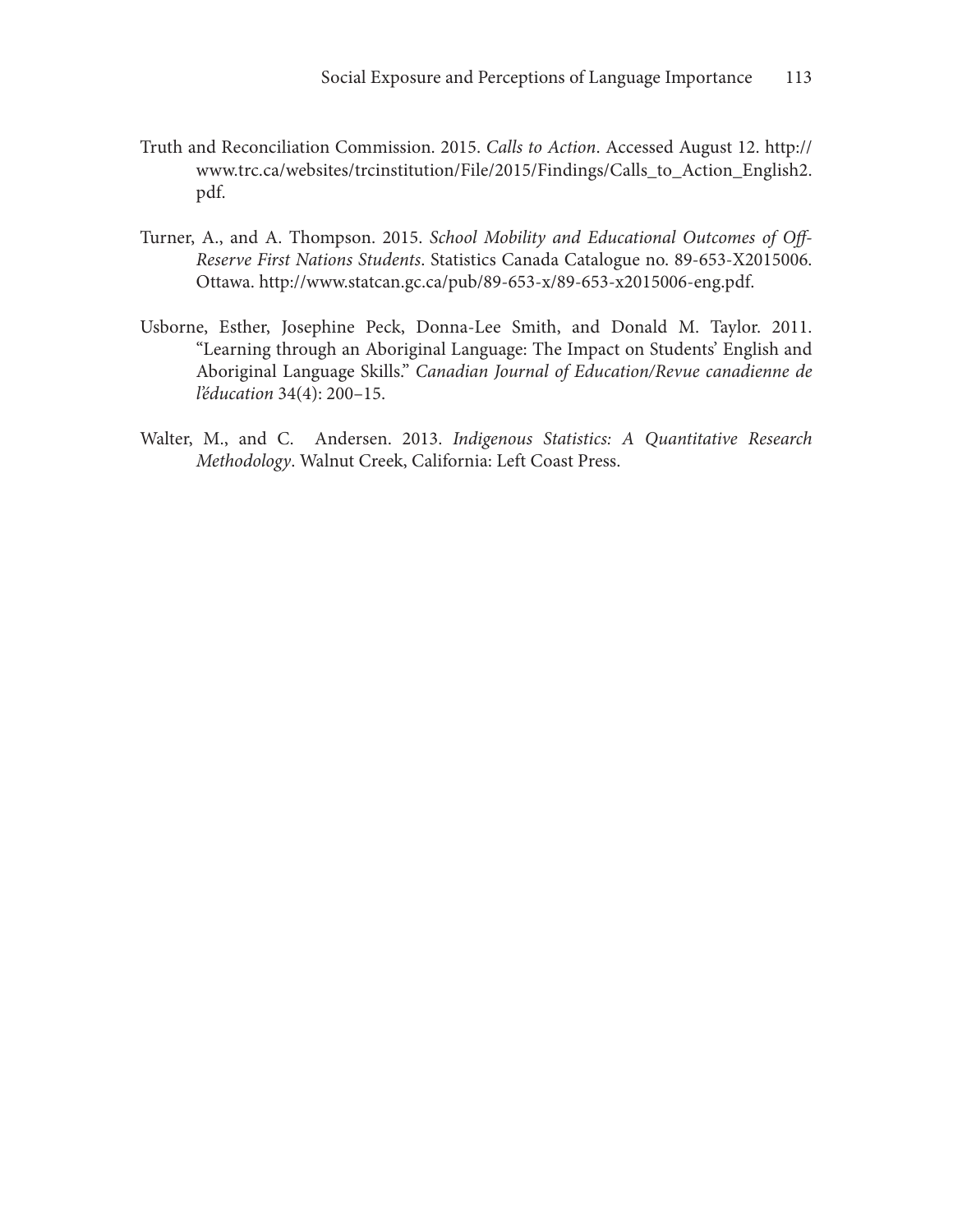Truth and Reconciliation Commission. 2015. *Calls to Action*. Accessed August 12. http://www.trc.ca/websites/trcinstitution/File/2015/Findings/Calls_to_Action_English2.pdf.

Turner, A., and A. Thompson. 2015. *School Mobility and Educational Outcomes of Off-Reserve First Nations Students*. Statistics Canada Catalogue no. 89-653-X2015006. Ottawa. http://www.statcan.gc.ca/pub/89-653-x/89-653-x2015006-eng.pdf.

Usborne, Esther, Josephine Peck, Donna-Lee Smith, and Donald M. Taylor. 2011. "Learning through an Aboriginal Language: The Impact on Students' English and Aboriginal Language Skills." *Canadian Journal of Education/Revue canadienne de l'éducation* 34(4): 200–15.

Walter, M., and C. Andersen. 2013. *Indigenous Statistics: A Quantitative Research Methodology*. Walnut Creek, California: Left Coast Press.